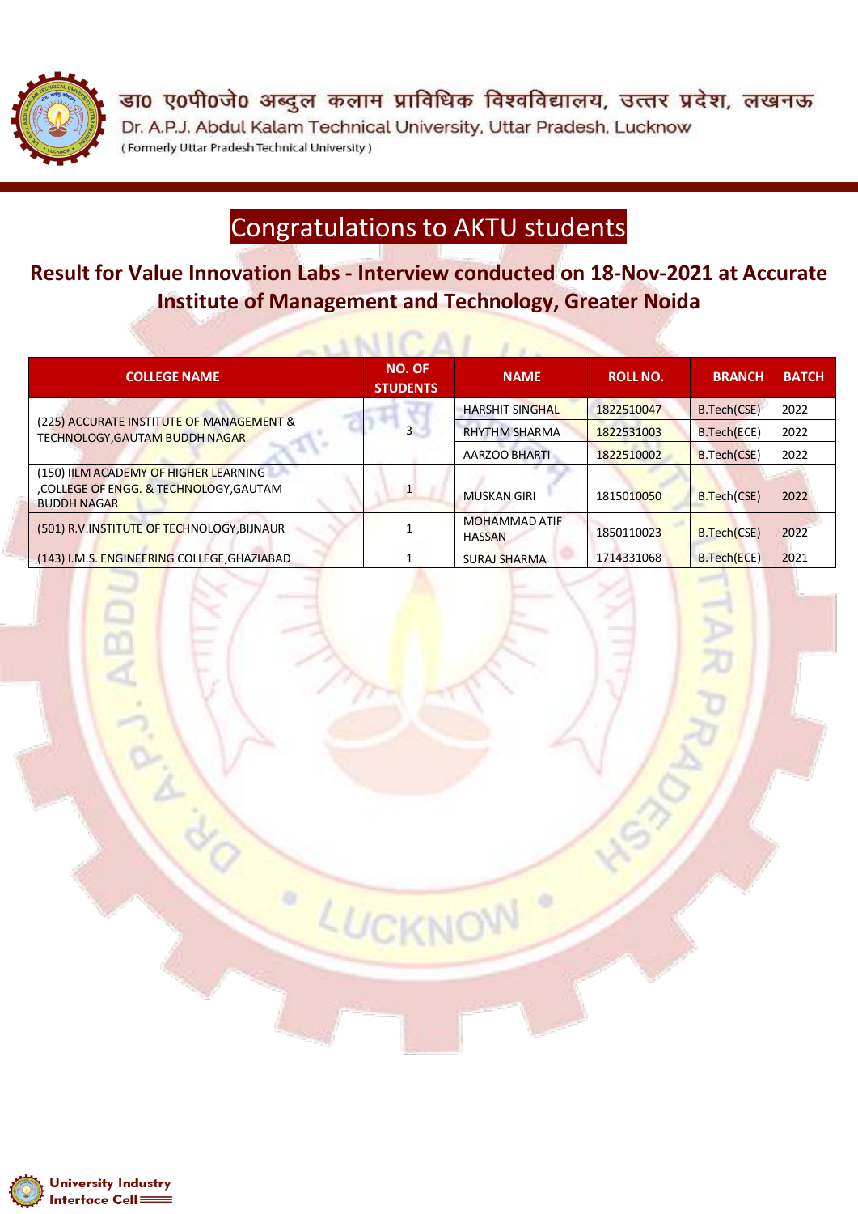डा० ए०पी०जे० अब्दुल कलाम प्राविधिक विश्वविद्यालय, उत्तर प्रदेश, लखनऊ

Dr. A.P.J. Abdul Kalam Technical University, Uttar Pradesh, Lucknow

( Formerly Uttar Pradesh Technical University )

# Congratulations to AKTU students

## Result for Value Innovation Labs - Interview conducted on 18-Nov-2021 at Accurate Institute of Management and Technology, Greater Noida

| COLLEGE NAME | NO. OF STUDENTS | NAME | ROLL NO. | BRANCH | BATCH |
|---|---|---|---|---|---|
| (225) ACCURATE INSTITUTE OF MANAGEMENT & TECHNOLOGY,GAUTAM BUDDH NAGAR | 3 | HARSHIT SINGHAL | 1822510047 | B.Tech(CSE) | 2022 |
| | | RHYTHM SHARMA | 1822531003 | B.Tech(ECE) | 2022 |
| | | AARZOO BHARTI | 1822510002 | B.Tech(CSE) | 2022 |
| (150) IILM ACADEMY OF HIGHER LEARNING ,COLLEGE OF ENGG. & TECHNOLOGY,GAUTAM BUDDH NAGAR | 1 | MUSKAN GIRI | 1815010050 | B.Tech(CSE) | 2022 |
| (501) R.V.INSTITUTE OF TECHNOLOGY,BIJNAUR | 1 | MOHAMMAD ATIF HASSAN | 1850110023 | B.Tech(CSE) | 2022 |
| (143) I.M.S. ENGINEERING COLLEGE,GHAZIABAD | 1 | SURAJ SHARMA | 1714331068 | B.Tech(ECE) | 2021 |

University Industry Interface Cell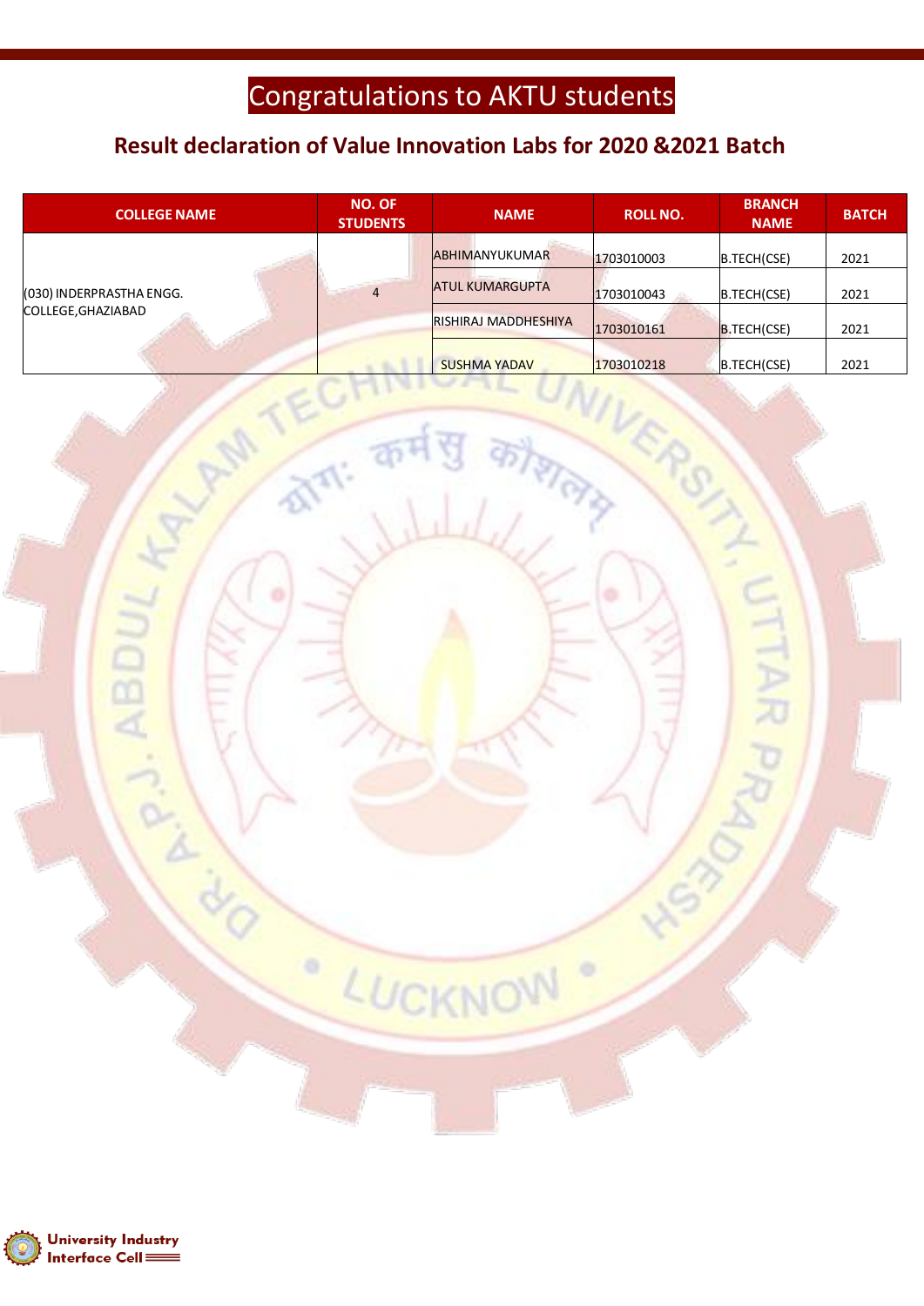# Congratulations to AKTU students

## Result declaration of Value Innovation Labs for 2020 &2021 Batch

| COLLEGE NAME | NO. OF STUDENTS | NAME | ROLL NO. | BRANCH NAME | BATCH |
|---|---|---|---|---|---|
| (030) INDERPRASTHA ENGG. COLLEGE,GHAZIABAD | 4 | ABHIMANYUKUMAR | 1703010003 | B.TECH(CSE) | 2021 |
| | | ATUL KUMARGUPTA | 1703010043 | B.TECH(CSE) | 2021 |
| | | RISHIRAJ MADDHESHIYA | 1703010161 | B.TECH(CSE) | 2021 |
| | | SUSHMA YADAV | 1703010218 | B.TECH(CSE) | 2021 |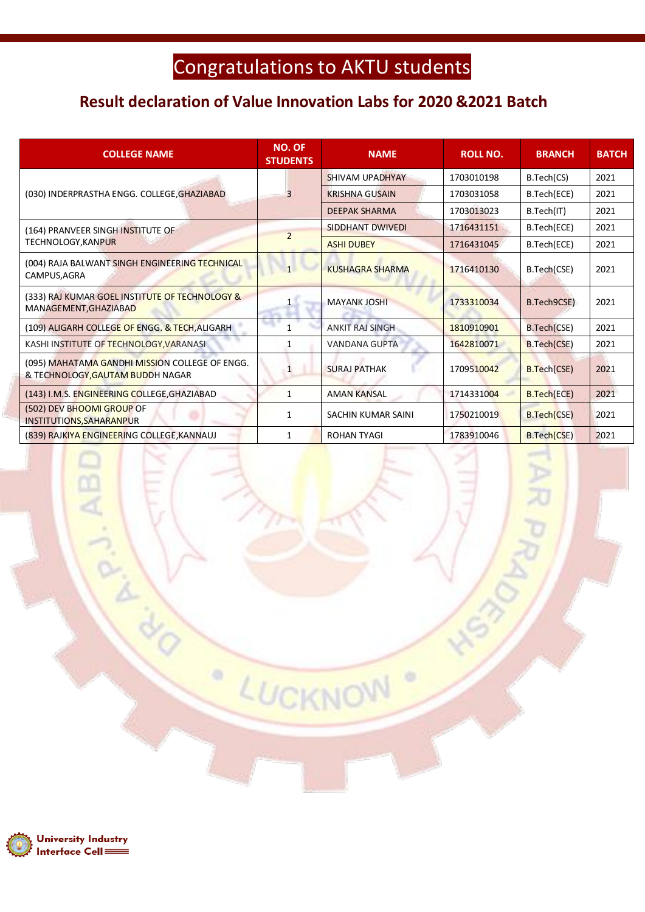# Congratulations to AKTU students

## Result declaration of Value Innovation Labs for 2020 &2021 Batch

| COLLEGE NAME | NO. OF STUDENTS | NAME | ROLL NO. | BRANCH | BATCH |
|---|---|---|---|---|---|
| (030) INDERPRASTHA ENGG. COLLEGE,GHAZIABAD | 3 | SHIVAM UPADHYAY | 1703010198 | B.Tech(CS) | 2021 |
| | | KRISHNA GUSAIN | 1703031058 | B.Tech(ECE) | 2021 |
| | | DEEPAK SHARMA | 1703013023 | B.Tech(IT) | 2021 |
| (164) PRANVEER SINGH INSTITUTE OF TECHNOLOGY,KANPUR | 2 | SIDDHANT DWIVEDI | 1716431151 | B.Tech(ECE) | 2021 |
| | | ASHI DUBEY | 1716431045 | B.Tech(ECE) | 2021 |
| (004) RAJA BALWANT SINGH ENGINEERING TECHNICAL CAMPUS,AGRA | 1 | KUSHAGRA SHARMA | 1716410130 | B.Tech(CSE) | 2021 |
| (333) RAJ KUMAR GOEL INSTITUTE OF TECHNOLOGY & MANAGEMENT,GHAZIABAD | 1 | MAYANK JOSHI | 1733310034 | B.Tech9CSE) | 2021 |
| (109) ALIGARH COLLEGE OF ENGG. & TECH,ALIGARH | 1 | ANKIT RAJ SINGH | 1810910901 | B.Tech(CSE) | 2021 |
| KASHI INSTITUTE OF TECHNOLOGY,VARANASI | 1 | VANDANA GUPTA | 1642810071 | B.Tech(CSE) | 2021 |
| (095) MAHATAMA GANDHI MISSION COLLEGE OF ENGG. & TECHNOLOGY,GAUTAM BUDDH NAGAR | 1 | SURAJ PATHAK | 1709510042 | B.Tech(CSE) | 2021 |
| (143) I.M.S. ENGINEERING COLLEGE,GHAZIABAD | 1 | AMAN KANSAL | 1714331004 | B.Tech(ECE) | 2021 |
| (502) DEV BHOOMI GROUP OF INSTITUTIONS,SAHARANPUR | 1 | SACHIN KUMAR SAINI | 1750210019 | B.Tech(CSE) | 2021 |
| (839) RAJKIYA ENGINEERING COLLEGE,KANNAUJ | 1 | ROHAN TYAGI | 1783910046 | B.Tech(CSE) | 2021 |

University Industry Interface Cell